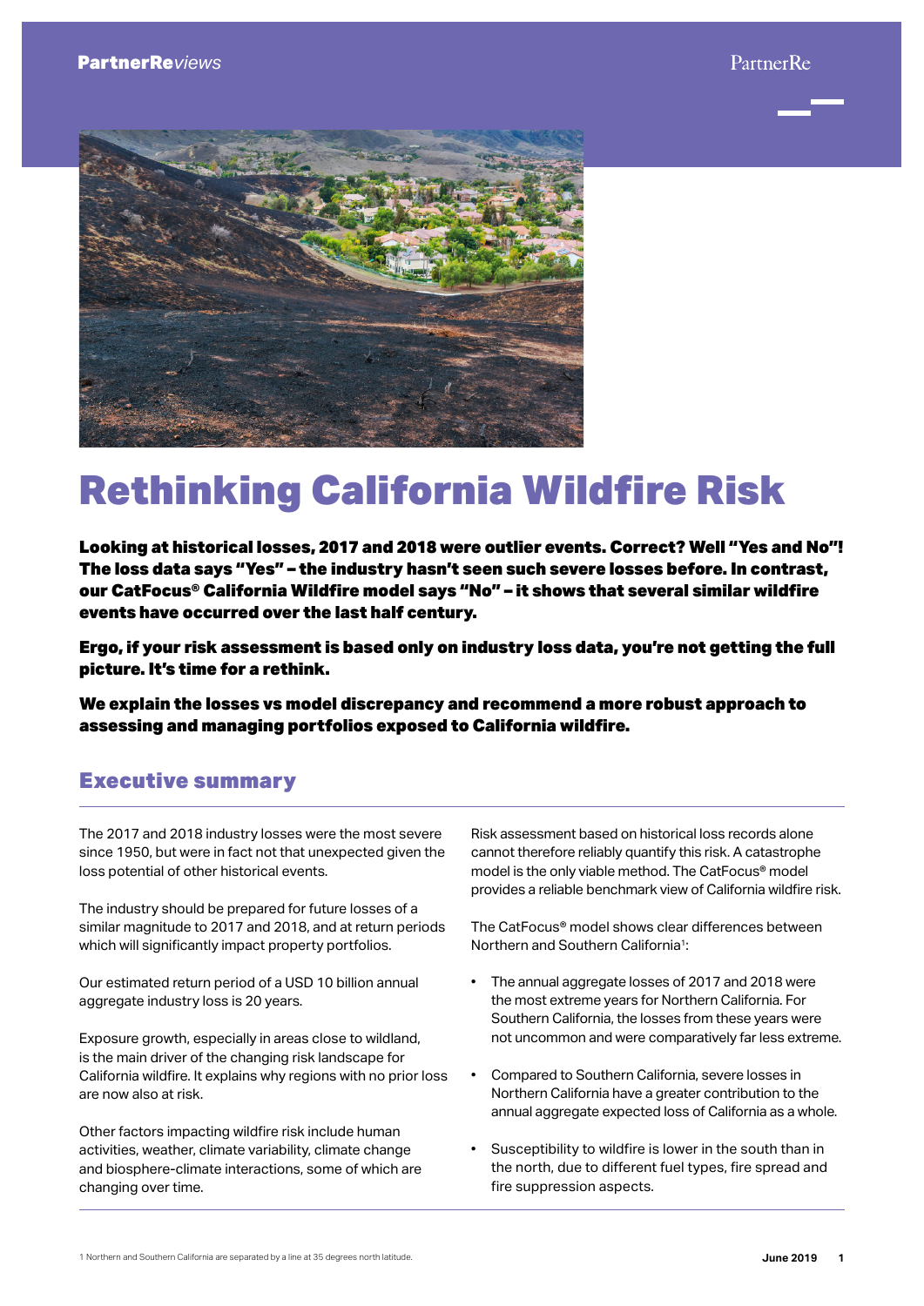# Rethinking California Wildfire Risk

**Looking at historical losses, 2017 and 2018 were outlier events. Correct? Well "Yes and No"! The loss data says "Yes" – the industry hasn't seen such severe losses before. In contrast, our CatFocus® California Wildfire model says "No" – it shows that several similar wildfire events have occurred over the last half century.**

**Ergo, if your risk assessment is based only on industry loss data, you're not getting the full picture. It's time for a rethink.**

**We explain the losses vs model discrepancy and recommend a more robust approach to assessing and managing portfolios exposed to California wildfire.**

## Executive summary

The 2017 and 2018 industry losses were the most severe since 1950, but were in fact not that unexpected given the loss potential of other historical events.

The industry should be prepared for future losses of a similar magnitude to 2017 and 2018, and at return periods which will significantly impact property portfolios.

Our estimated return period of a USD 10 billion annual aggregate industry loss is 20 years.

Exposure growth, especially in areas close to wildland, is the main driver of the changing risk landscape for California wildfire. It explains why regions with no prior loss are now also at risk.

Other factors impacting wildfire risk include human activities, weather, climate variability, climate change and biosphere-climate interactions, some of which are changing over time.

Risk assessment based on historical loss records alone cannot therefore reliably quantify this risk. A catastrophe model is the only viable method. The CatFocus® model provides a reliable benchmark view of California wildfire risk.

The CatFocus® model shows clear differences between Northern and Southern California[1]:

- The annual aggregate losses of 2017 and 2018 were the most extreme years for Northern California. For Southern California, the losses from these years were not uncommon and were comparatively far less extreme.
- Compared to Southern California, severe losses in Northern California have a greater contribution to the annual aggregate expected loss of California as a whole.
- Susceptibility to wildfire is lower in the south than in the north, due to different fuel types, fire spread and fire suppression aspects.

1 Northern and Southern California are separated by a line at 35 degrees north latitude.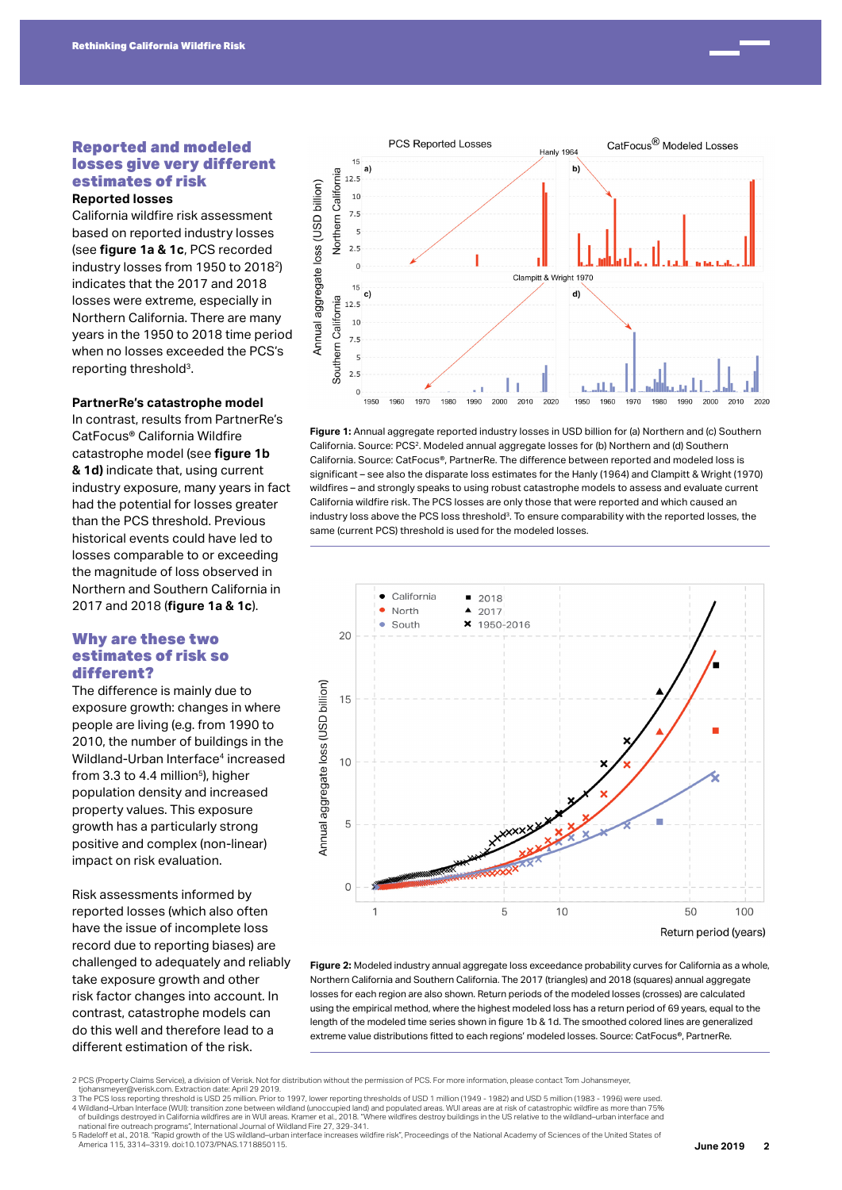## Reported and modeled losses give very different estimates of risk

**Reported losses**

California wildfire risk assessment based on reported industry losses (see **figure 1a & 1c**, PCS recorded industry losses from 1950 to 2018[2]) indicates that the 2017 and 2018 losses were extreme, especially in Northern California. There are many years in the 1950 to 2018 time period when no losses exceeded the PCS's reporting threshold[3].

**PartnerRe's catastrophe model**

In contrast, results from PartnerRe's CatFocus® California Wildfire catastrophe model (see **figure 1b & 1d)** indicate that, using current industry exposure, many years in fact had the potential for losses greater than the PCS threshold. Previous historical events could have led to losses comparable to or exceeding the magnitude of loss observed in Northern and Southern California in 2017 and 2018 (**figure 1a & 1c**).

## Why are these two estimates of risk so different?

The difference is mainly due to exposure growth: changes in where people are living (e.g. from 1990 to 2010, the number of buildings in the Wildland-Urban Interface[4] increased from 3.3 to 4.4 million[5]), higher population density and increased property values. This exposure growth has a particularly strong positive and complex (non-linear) impact on risk evaluation.

Risk assessments informed by reported losses (which also often have the issue of incomplete loss record due to reporting biases) are challenged to adequately and reliably take exposure growth and other risk factor changes into account. In contrast, catastrophe models can do this well and therefore lead to a different estimation of the risk.

**Figure 1:** Annual aggregate reported industry losses in USD billion for (a) Northern and (c) Southern California. Source: PCS[2]. Modeled annual aggregate losses for (b) Northern and (d) Southern California. Source: CatFocus®, PartnerRe. The difference between reported and modeled loss is significant – see also the disparate loss estimates for the Hanly (1964) and Clampitt & Wright (1970) wildfires – and strongly speaks to using robust catastrophe models to assess and evaluate current California wildfire risk. The PCS losses are only those that were reported and which caused an industry loss above the PCS loss threshold[3]. To ensure comparability with the reported losses, the same (current PCS) threshold is used for the modeled losses.

**Figure 2:** Modeled industry annual aggregate loss exceedance probability curves for California as a whole, Northern California and Southern California. The 2017 (triangles) and 2018 (squares) annual aggregate losses for each region are also shown. Return periods of the modeled losses (crosses) are calculated using the empirical method, where the highest modeled loss has a return period of 69 years, equal to the length of the modeled time series shown in figure 1b & 1d. The smoothed colored lines are generalized extreme value distributions fitted to each regions' modeled losses. Source: CatFocus®, PartnerRe.

2 PCS (Property Claims Service), a division of Verisk. Not for distribution without the permission of PCS. For more information, please contact Tom Johansmeyer, tjohansmeyer@verisk.com. Extraction date: April 29 2019.
3 The PCS loss reporting threshold is USD 25 million. Prior to 1997, lower reporting thresholds of USD 1 million (1949 - 1982) and USD 5 million (1983 - 1996) were used.
4 Wildland–Urban Interface (WUI): transition zone between wildland (unoccupied land) and populated areas. WUI areas are at risk of catastrophic wildfire as more than 75% of buildings destroyed in California wildfires are in WUI areas. Kramer et al., 2018. "Where wildfires destroy buildings in the US relative to the wildland–urban interface and national fire outreach programs", International Journal of Wildland Fire 27, 329-341.
5 Radeloff et al., 2018. "Rapid growth of the US wildland-urban interface increases wildfire risk", Proceedings of the National Academy of Sciences of the United States of America 115, 3314–3319. doi:10.1073/PNAS.1718850115.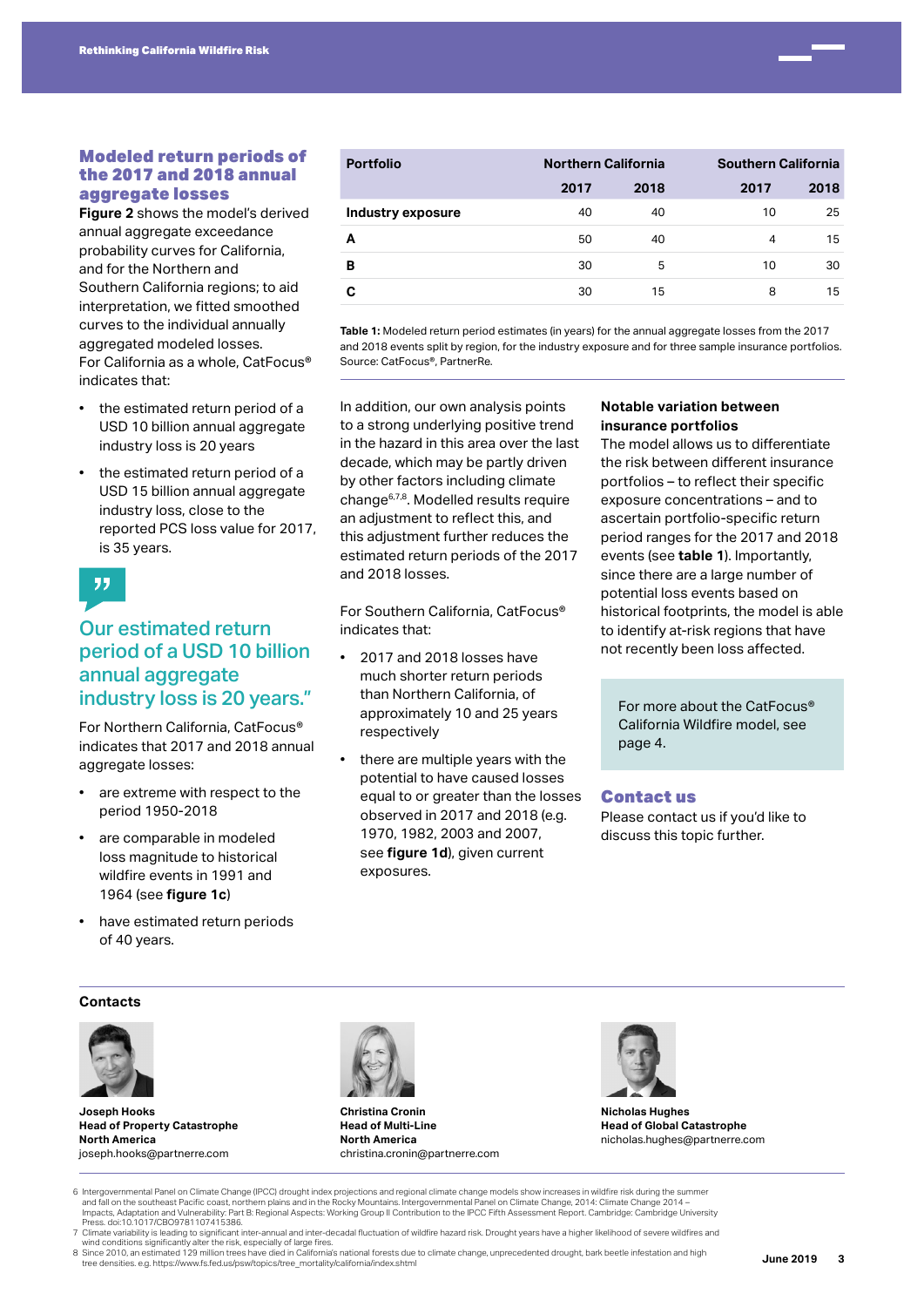## Modeled return periods of the 2017 and 2018 annual aggregate losses

**Figure 2** shows the model's derived annual aggregate exceedance probability curves for California, and for the Northern and Southern California regions; to aid interpretation, we fitted smoothed curves to the individual annually aggregated modeled losses. For California as a whole, CatFocus® indicates that:

- the estimated return period of a USD 10 billion annual aggregate industry loss is 20 years
- the estimated return period of a USD 15 billion annual aggregate industry loss, close to the reported PCS loss value for 2017, is 35 years.

> Our estimated return period of a USD 10 billion annual aggregate industry loss is 20 years."

For Northern California, CatFocus® indicates that 2017 and 2018 annual aggregate losses:

- are extreme with respect to the period 1950-2018
- are comparable in modeled loss magnitude to historical wildfire events in 1991 and 1964 (see **figure 1c**)
- have estimated return periods of 40 years.

| Portfolio | Northern California | | Southern California | |
|---|---|---|---|---|
| | 2017 | 2018 | 2017 | 2018 |
| **Industry exposure** | 40 | 40 | 10 | 25 |
| **A** | 50 | 40 | 4 | 15 |
| **B** | 30 | 5 | 10 | 30 |
| **C** | 30 | 15 | 8 | 15 |

**Table 1:** Modeled return period estimates (in years) for the annual aggregate losses from the 2017 and 2018 events split by region, for the industry exposure and for three sample insurance portfolios. Source: CatFocus®, PartnerRe.

In addition, our own analysis points to a strong underlying positive trend in the hazard in this area over the last decade, which may be partly driven by other factors including climate change[6,7,8]. Modelled results require an adjustment to reflect this, and this adjustment further reduces the estimated return periods of the 2017 and 2018 losses.

For Southern California, CatFocus® indicates that:

- 2017 and 2018 losses have much shorter return periods than Northern California, of approximately 10 and 25 years respectively
- there are multiple years with the potential to have caused losses equal to or greater than the losses observed in 2017 and 2018 (e.g. 1970, 1982, 2003 and 2007, see **figure 1d**), given current exposures.

### Notable variation between insurance portfolios

The model allows us to differentiate the risk between different insurance portfolios – to reflect their specific exposure concentrations – and to ascertain portfolio-specific return period ranges for the 2017 and 2018 events (see **table 1**). Importantly, since there are a large number of potential loss events based on historical footprints, the model is able to identify at-risk regions that have not recently been loss affected.

For more about the CatFocus® California Wildfire model, see page 4.

## Contact us

Please contact us if you'd like to discuss this topic further.

### Contacts

**Joseph Hooks**
**Head of Property Catastrophe**
**North America**
joseph.hooks@partnerre.com

**Christina Cronin**
**Head of Multi-Line**
**North America**
christina.cronin@partnerre.com

**Nicholas Hughes**
**Head of Global Catastrophe**
nicholas.hughes@partnerre.com

6 Intergovernmental Panel on Climate Change (IPCC) drought index projections and regional climate change models show increases in wildfire risk during the summer and fall on the southeast Pacific coast, northern plains and in the Rocky Mountains. Intergovernmental Panel on Climate Change, 2014: Climate Change 2014 – Impacts, Adaptation and Vulnerability: Part B: Regional Aspects: Working Group II Contribution to the IPCC Fifth Assessment Report. Cambridge: Cambridge University Press. doi:10.1017/CBO9781107415386.

7 Climate variability is leading to significant inter-annual and inter-decadal fluctuation of wildfire hazard risk. Drought years have a higher likelihood of severe wildfires and wind conditions significantly alter the risk, especially of large fires.

8 Since 2010, an estimated 129 million trees have died in California's national forests due to climate change, unprecedented drought, bark beetle infestation and high tree densities. e.g. https://www.fs.fed.us/psw/topics/tree_mortality/california/index.shtml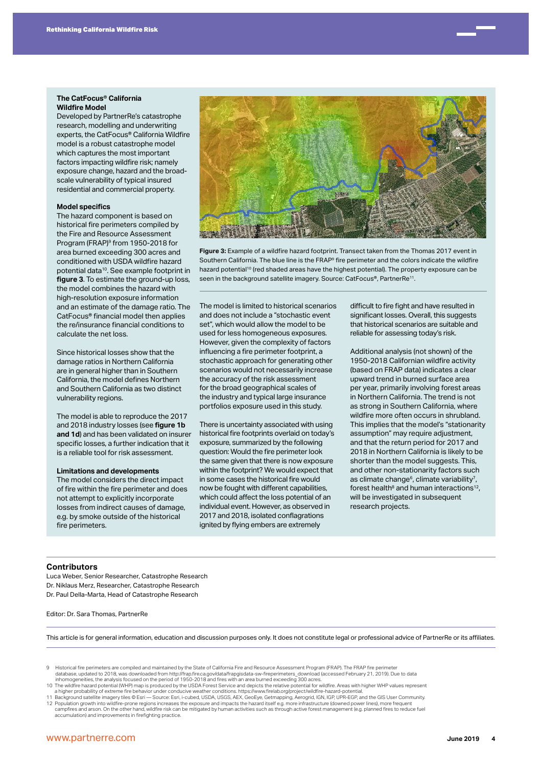### The CatFocus® California Wildfire Model

Developed by PartnerRe's catastrophe research, modelling and underwriting experts, the CatFocus® California Wildfire model is a robust catastrophe model which captures the most important factors impacting wildfire risk; namely exposure change, hazard and the broad-scale vulnerability of typical insured residential and commercial property.

#### Model specifics

The hazard component is based on historical fire perimeters compiled by the Fire and Resource Assessment Program (FRAP)[9] from 1950-2018 for area burned exceeding 300 acres and conditioned with USDA wildfire hazard potential data[10]. See example footprint in **figure 3**. To estimate the ground-up loss, the model combines the hazard with high-resolution exposure information and an estimate of the damage ratio. The CatFocus® financial model then applies the re/insurance financial conditions to calculate the net loss.

Since historical losses show that the damage ratios in Northern California are in general higher than in Southern California, the model defines Northern and Southern California as two distinct vulnerability regions.

The model is able to reproduce the 2017 and 2018 industry losses (see **figure 1b and 1d**) and has been validated on insurer specific losses, a further indication that it is a reliable tool for risk assessment.

#### Limitations and developments

The model considers the direct impact of fire within the fire perimeter and does not attempt to explicitly incorporate losses from indirect causes of damage, e.g. by smoke outside of the historical fire perimeters.

**Figure 3:** Example of a wildfire hazard footprint. Transect taken from the Thomas 2017 event in Southern California. The blue line is the FRAP[9] fire perimeter and the colors indicate the wildfire hazard potential[10] (red shaded areas have the highest potential). The property exposure can be seen in the background satellite imagery. Source: CatFocus®, PartnerRe[11].

The model is limited to historical scenarios and does not include a "stochastic event set", which would allow the model to be used for less homogeneous exposures. However, given the complexity of factors influencing a fire perimeter footprint, a stochastic approach for generating other scenarios would not necessarily increase the accuracy of the risk assessment for the broad geographical scales of the industry and typical large insurance portfolios exposure used in this study.

There is uncertainty associated with using historical fire footprints overlaid on today's exposure, summarized by the following question: Would the fire perimeter look the same given that there is now exposure within the footprint? We would expect that in some cases the historical fire would now be fought with different capabilities, which could affect the loss potential of an individual event. However, as observed in 2017 and 2018, isolated conflagrations ignited by flying embers are extremely difficult to fire fight and have resulted in significant losses. Overall, this suggests that historical scenarios are suitable and reliable for assessing today's risk.

Additional analysis (not shown) of the 1950-2018 Californian wildfire activity (based on FRAP data) indicates a clear upward trend in burned surface area per year, primarily involving forest areas in Northern California. The trend is not as strong in Southern California, where wildfire more often occurs in shrubland. This implies that the model's "stationarity assumption" may require adjustment, and that the return period for 2017 and 2018 in Northern California is likely to be shorter than the model suggests. This, and other non-stationarity factors such as climate change[6], climate variability[7], forest health[8] and human interactions[12], will be investigated in subsequent research projects.

## Contributors

Luca Weber, Senior Researcher, Catastrophe Research
Dr. Niklaus Merz, Researcher, Catastrophe Research
Dr. Paul Della-Marta, Head of Catastrophe Research

Editor: Dr. Sara Thomas, PartnerRe

This article is for general information, education and discussion purposes only. It does not constitute legal or professional advice of PartnerRe or its affiliates.

9 Historical fire perimeters are compiled and maintained by the State of California Fire and Resource Assessment Program (FRAP). The FRAP fire perimeter database, updated to 2018, was downloaded from http://frap.fire.ca.gov/data/frapgisdata-sw-fireperimeters_download (accessed February 21, 2019). Due to data inhomogeneities, the analysis focused on the period of 1950-2018 and fires with an area burned exceeding 300 acres.

10 The wildfire hazard potential (WHP) map is produced by the USDA Forest Service and depicts the relative potential for wildfire. Areas with higher WHP values represent a higher probability of extreme fire behavior under conducive weather conditions. https://www.firelab.org/project/wildfire-hazard-potential.

11 Background satellite imagery tiles © Esri — Source: Esri, i-cubed, USDA, USGS, AEX, GeoEye, Getmapping, Aerogrid, IGN, IGP, UPR-EGP, and the GIS User Community.

12 Population growth into wildfire-prone regions increases the exposure and impacts the hazard itself e.g. more infrastructure (downed power lines), more frequent campfires and arson. On the other hand, wildfire risk can be mitigated by human activities such as through active forest management (e.g. planned fires to reduce fuel accumulation) and improvements in firefighting practice.

www.partnerre.com